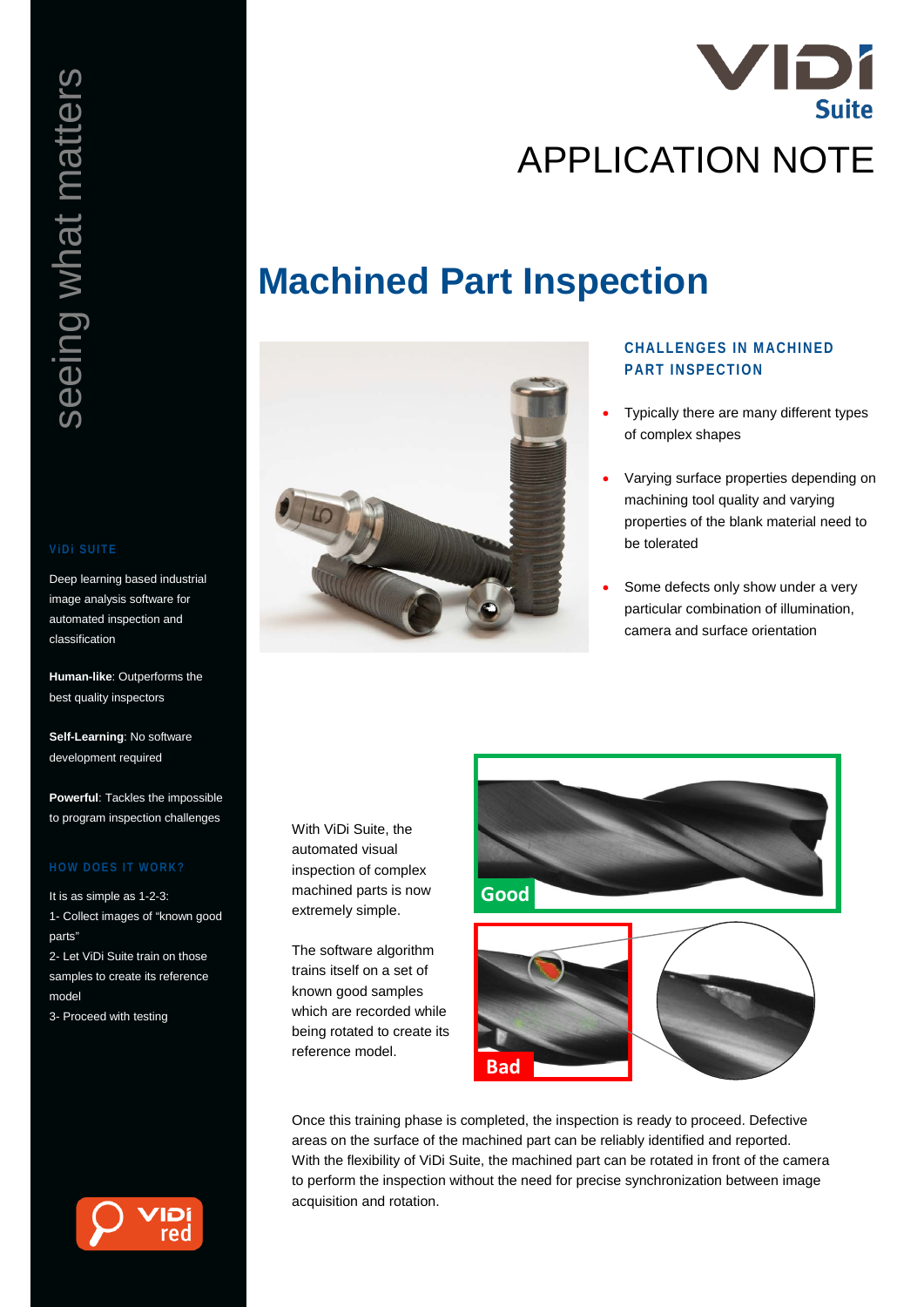VIDI Suite

# APPLICATION NOTE

## Machined Part Inspection

### CHALLENGES IN MACHINED PART INSPECTION

- Typically there are many different types of complex shapes
- Varying surface properties depending on machining tool quality and varying properties of the blank material need to be tolerated
- Some defects only show under a very particular combination of illumination, camera and surface orientation

With ViDi Suite, the automated visual inspection of complex machined parts is now extremely simple.

The software algorithm trains itself on a set of known good samples which are recorded while being rotated to create its reference model.

Good

Bad

Once this training phase is completed, the inspection is ready to proceed. Defective areas on the surface of the machined part can be reliably identified and reported. With the flexibility of ViDi Suite, the machined part can be rotated in front of the camera to perform the inspection without the need for precise synchronization between image acquisition and rotation.

seeing what matters

### ViDi SUITE

Deep learning based industrial image analysis software for automated inspection and classification

**Human-like**: Outperforms the best quality inspectors

**Self-Learning**: No software development required

**Powerful**: Tackles the impossible to program inspection challenges

### HOW DOES IT WORK?

It is as simple as 1-2-3:
1- Collect images of "known good parts"
2- Let ViDi Suite train on those samples to create its reference model
3- Proceed with testing

ViDi red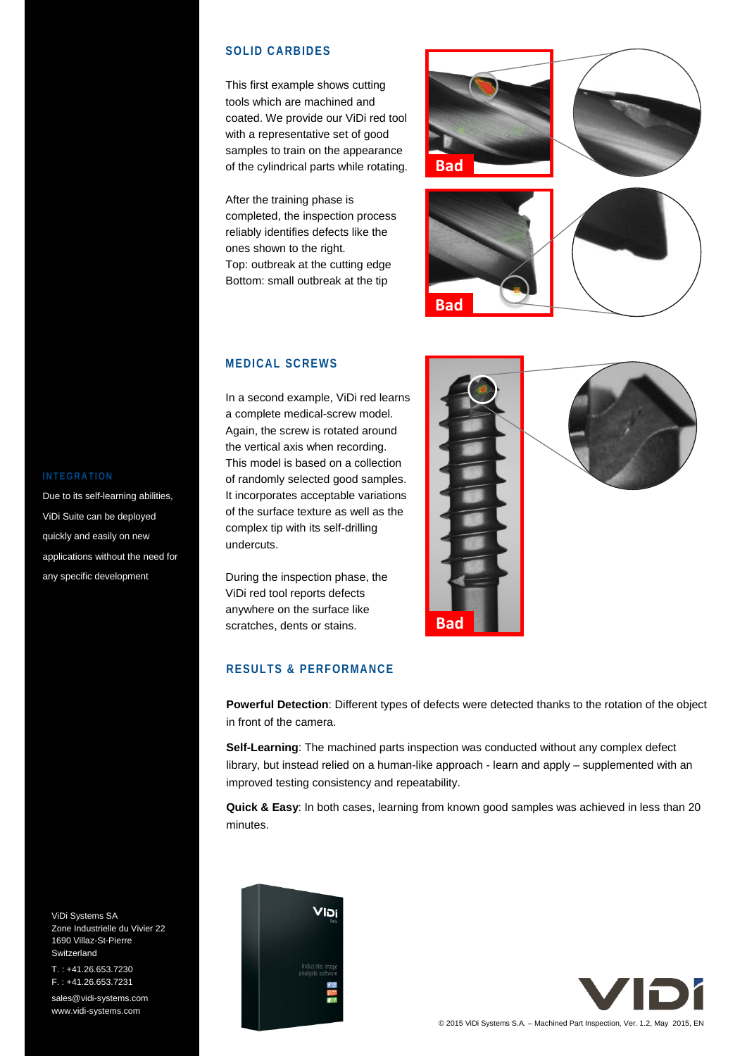## SOLID CARBIDES

This first example shows cutting tools which are machined and coated. We provide our ViDi red tool with a representative set of good samples to train on the appearance of the cylindrical parts while rotating.

After the training phase is completed, the inspection process reliably identifies defects like the ones shown to the right.
Top: outbreak at the cutting edge
Bottom: small outbreak at the tip

Bad

Bad

## MEDICAL SCREWS

In a second example, ViDi red learns a complete medical-screw model. Again, the screw is rotated around the vertical axis when recording. This model is based on a collection of randomly selected good samples. It incorporates acceptable variations of the surface texture as well as the complex tip with its self-drilling undercuts.

During the inspection phase, the ViDi red tool reports defects anywhere on the surface like scratches, dents or stains.

Bad

### INTEGRATION

Due to its self-learning abilities, ViDi Suite can be deployed quickly and easily on new applications without the need for any specific development

## RESULTS & PERFORMANCE

**Powerful Detection**: Different types of defects were detected thanks to the rotation of the object in front of the camera.

**Self-Learning**: The machined parts inspection was conducted without any complex defect library, but instead relied on a human-like approach - learn and apply – supplemented with an improved testing consistency and repeatability.

**Quick & Easy**: In both cases, learning from known good samples was achieved in less than 20 minutes.

ViDi Systems SA
Zone Industrielle du Vivier 22
1690 Villaz-St-Pierre
Switzerland

T. : +41.26.653.7230
F. : +41.26.653.7231

sales@vidi-systems.com
www.vidi-systems.com

© 2015 ViDi Systems S.A. – Machined Part Inspection, Ver. 1.2, May 2015, EN